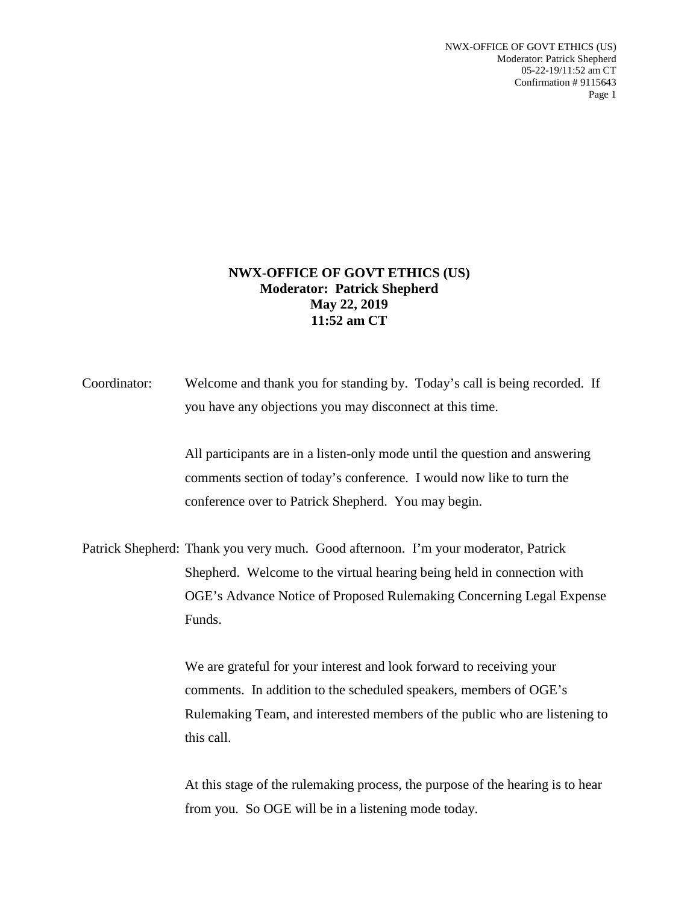**NWX-OFFICE OF GOVT ETHICS (US)**
**Moderator: Patrick Shepherd**
**May 22, 2019**
**11:52 am CT**

Coordinator: Welcome and thank you for standing by. Today's call is being recorded. If you have any objections you may disconnect at this time.

All participants are in a listen-only mode until the question and answering comments section of today's conference. I would now like to turn the conference over to Patrick Shepherd. You may begin.

Patrick Shepherd: Thank you very much. Good afternoon. I'm your moderator, Patrick Shepherd. Welcome to the virtual hearing being held in connection with OGE's Advance Notice of Proposed Rulemaking Concerning Legal Expense Funds.

We are grateful for your interest and look forward to receiving your comments. In addition to the scheduled speakers, members of OGE's Rulemaking Team, and interested members of the public who are listening to this call.

At this stage of the rulemaking process, the purpose of the hearing is to hear from you. So OGE will be in a listening mode today.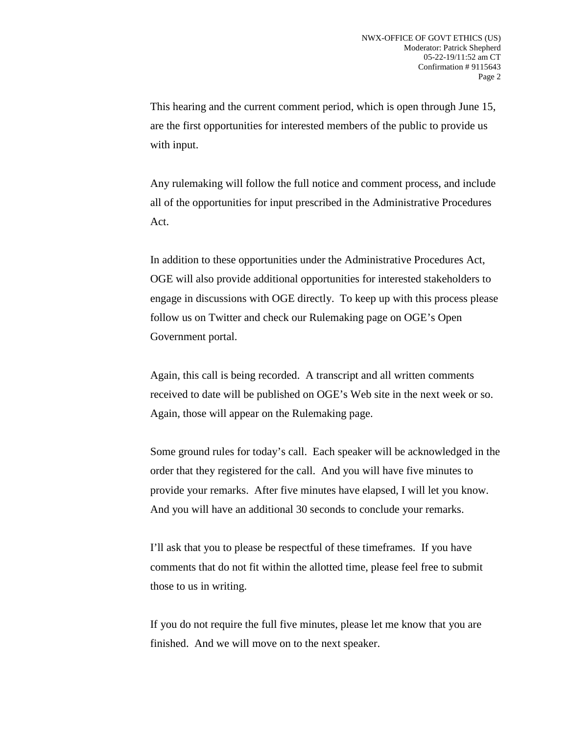This hearing and the current comment period, which is open through June 15, are the first opportunities for interested members of the public to provide us with input.

Any rulemaking will follow the full notice and comment process, and include all of the opportunities for input prescribed in the Administrative Procedures Act.

In addition to these opportunities under the Administrative Procedures Act, OGE will also provide additional opportunities for interested stakeholders to engage in discussions with OGE directly. To keep up with this process please follow us on Twitter and check our Rulemaking page on OGE's Open Government portal.

Again, this call is being recorded. A transcript and all written comments received to date will be published on OGE's Web site in the next week or so. Again, those will appear on the Rulemaking page.

Some ground rules for today's call. Each speaker will be acknowledged in the order that they registered for the call. And you will have five minutes to provide your remarks. After five minutes have elapsed, I will let you know. And you will have an additional 30 seconds to conclude your remarks.

I'll ask that you to please be respectful of these timeframes. If you have comments that do not fit within the allotted time, please feel free to submit those to us in writing.

If you do not require the full five minutes, please let me know that you are finished. And we will move on to the next speaker.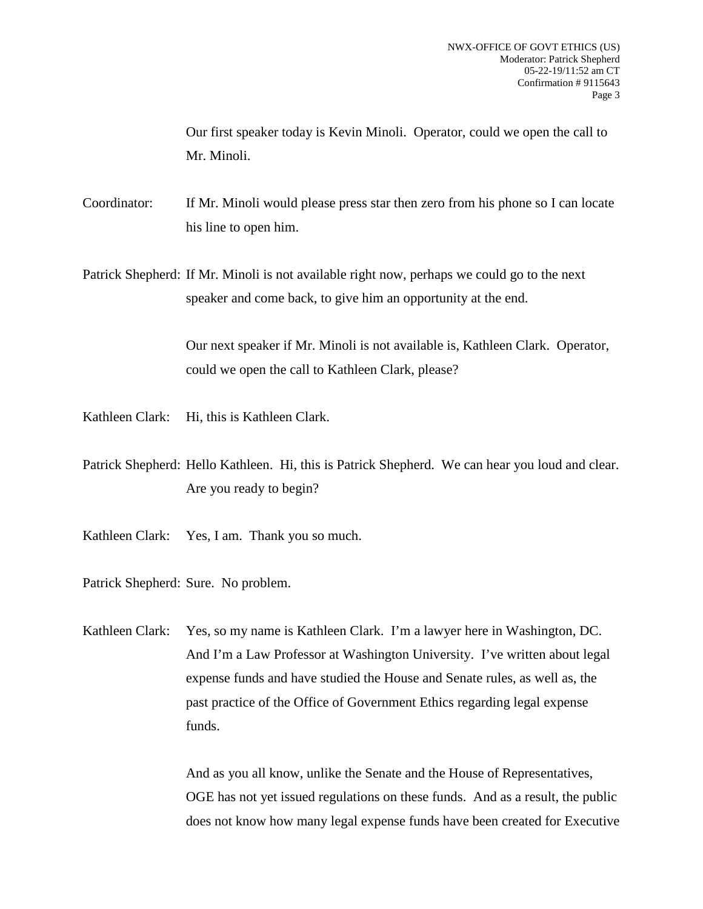Our first speaker today is Kevin Minoli. Operator, could we open the call to Mr. Minoli.

Coordinator: If Mr. Minoli would please press star then zero from his phone so I can locate his line to open him.

Patrick Shepherd: If Mr. Minoli is not available right now, perhaps we could go to the next speaker and come back, to give him an opportunity at the end.

Our next speaker if Mr. Minoli is not available is, Kathleen Clark. Operator, could we open the call to Kathleen Clark, please?

Kathleen Clark: Hi, this is Kathleen Clark.

Patrick Shepherd: Hello Kathleen. Hi, this is Patrick Shepherd. We can hear you loud and clear. Are you ready to begin?

Kathleen Clark: Yes, I am. Thank you so much.

Patrick Shepherd: Sure. No problem.

Kathleen Clark: Yes, so my name is Kathleen Clark. I'm a lawyer here in Washington, DC. And I'm a Law Professor at Washington University. I've written about legal expense funds and have studied the House and Senate rules, as well as, the past practice of the Office of Government Ethics regarding legal expense funds.

And as you all know, unlike the Senate and the House of Representatives, OGE has not yet issued regulations on these funds. And as a result, the public does not know how many legal expense funds have been created for Executive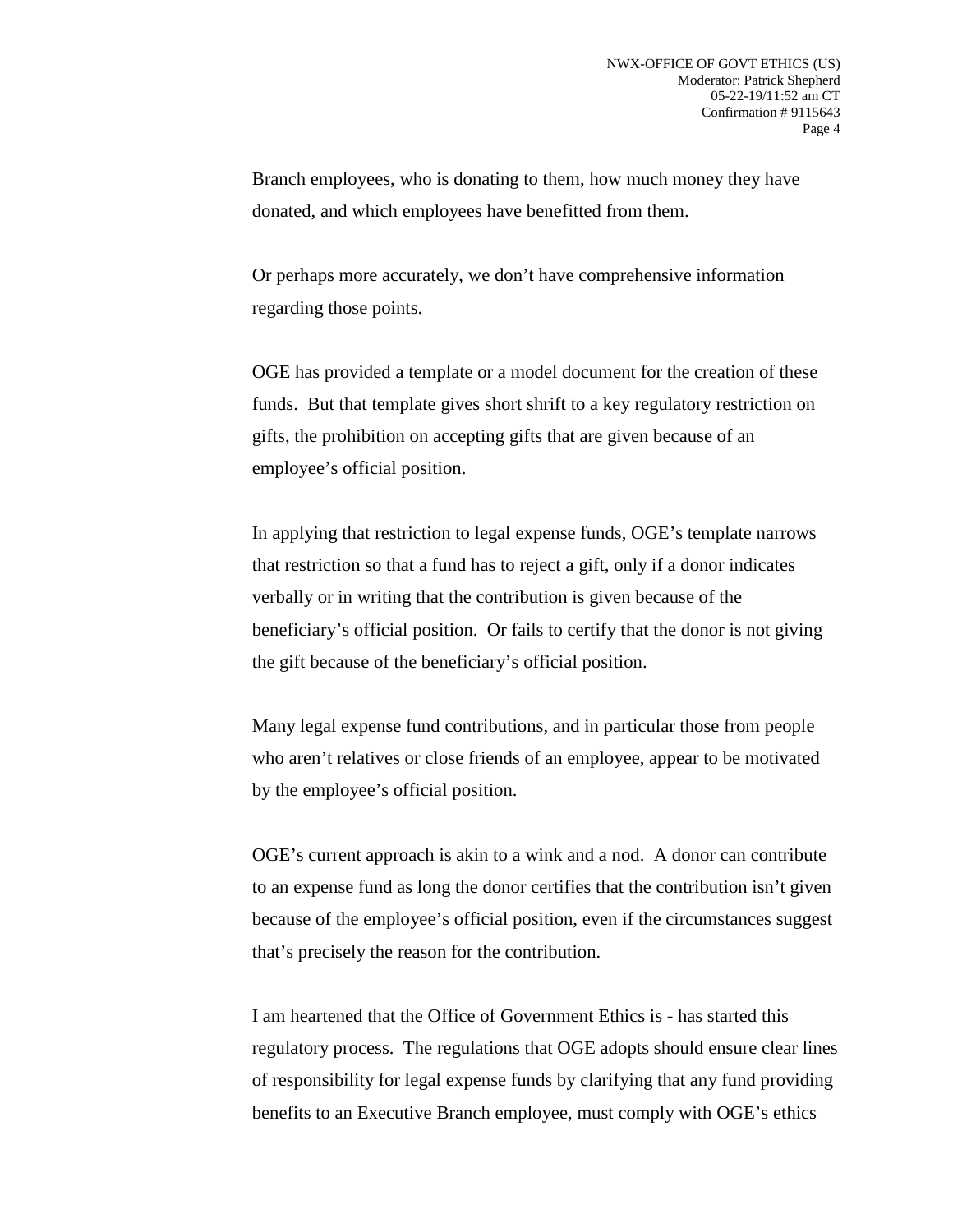Branch employees, who is donating to them, how much money they have donated, and which employees have benefitted from them.

Or perhaps more accurately, we don't have comprehensive information regarding those points.

OGE has provided a template or a model document for the creation of these funds. But that template gives short shrift to a key regulatory restriction on gifts, the prohibition on accepting gifts that are given because of an employee's official position.

In applying that restriction to legal expense funds, OGE's template narrows that restriction so that a fund has to reject a gift, only if a donor indicates verbally or in writing that the contribution is given because of the beneficiary's official position. Or fails to certify that the donor is not giving the gift because of the beneficiary's official position.

Many legal expense fund contributions, and in particular those from people who aren't relatives or close friends of an employee, appear to be motivated by the employee's official position.

OGE's current approach is akin to a wink and a nod. A donor can contribute to an expense fund as long the donor certifies that the contribution isn't given because of the employee's official position, even if the circumstances suggest that's precisely the reason for the contribution.

I am heartened that the Office of Government Ethics is - has started this regulatory process. The regulations that OGE adopts should ensure clear lines of responsibility for legal expense funds by clarifying that any fund providing benefits to an Executive Branch employee, must comply with OGE's ethics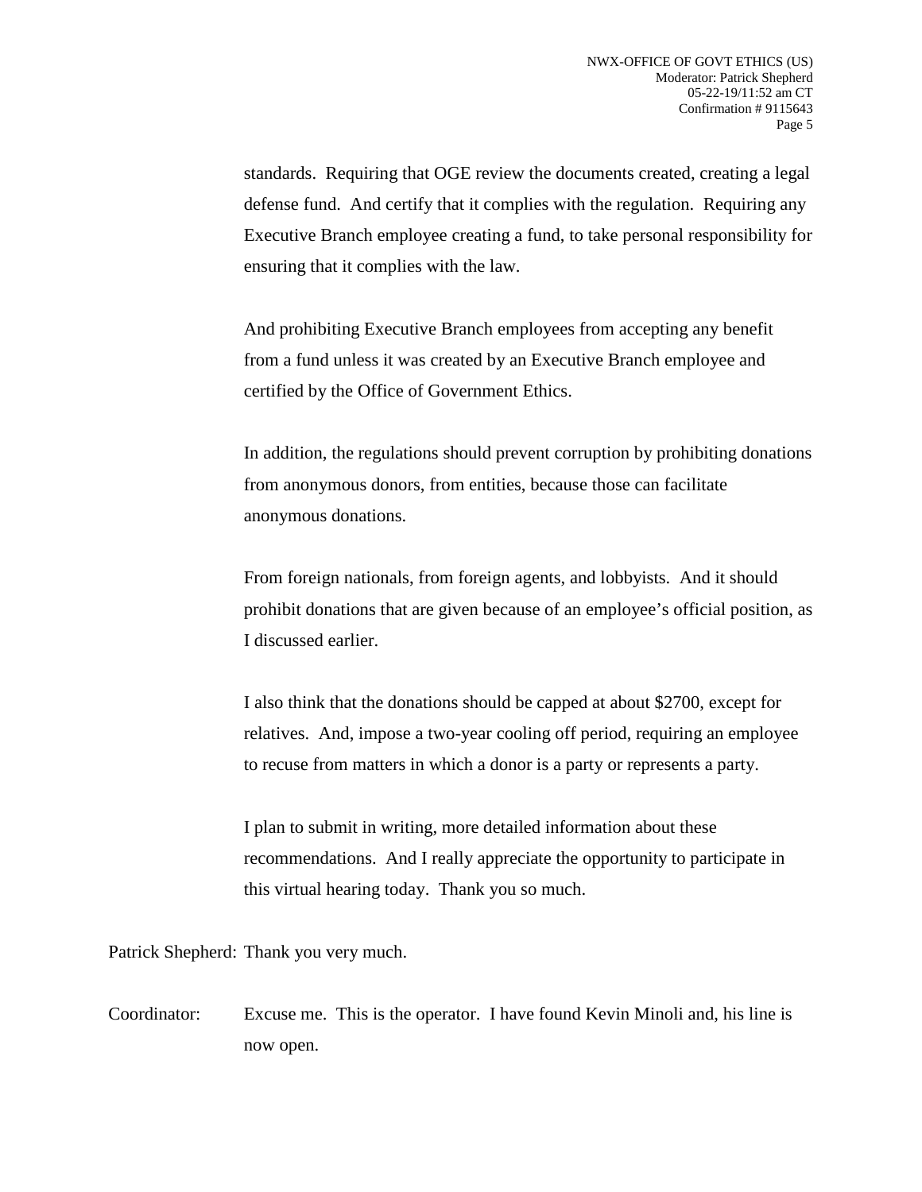standards. Requiring that OGE review the documents created, creating a legal defense fund. And certify that it complies with the regulation. Requiring any Executive Branch employee creating a fund, to take personal responsibility for ensuring that it complies with the law.

And prohibiting Executive Branch employees from accepting any benefit from a fund unless it was created by an Executive Branch employee and certified by the Office of Government Ethics.

In addition, the regulations should prevent corruption by prohibiting donations from anonymous donors, from entities, because those can facilitate anonymous donations.

From foreign nationals, from foreign agents, and lobbyists. And it should prohibit donations that are given because of an employee's official position, as I discussed earlier.

I also think that the donations should be capped at about $2700, except for relatives. And, impose a two-year cooling off period, requiring an employee to recuse from matters in which a donor is a party or represents a party.

I plan to submit in writing, more detailed information about these recommendations. And I really appreciate the opportunity to participate in this virtual hearing today. Thank you so much.

Patrick Shepherd: Thank you very much.

Coordinator: Excuse me. This is the operator. I have found Kevin Minoli and, his line is now open.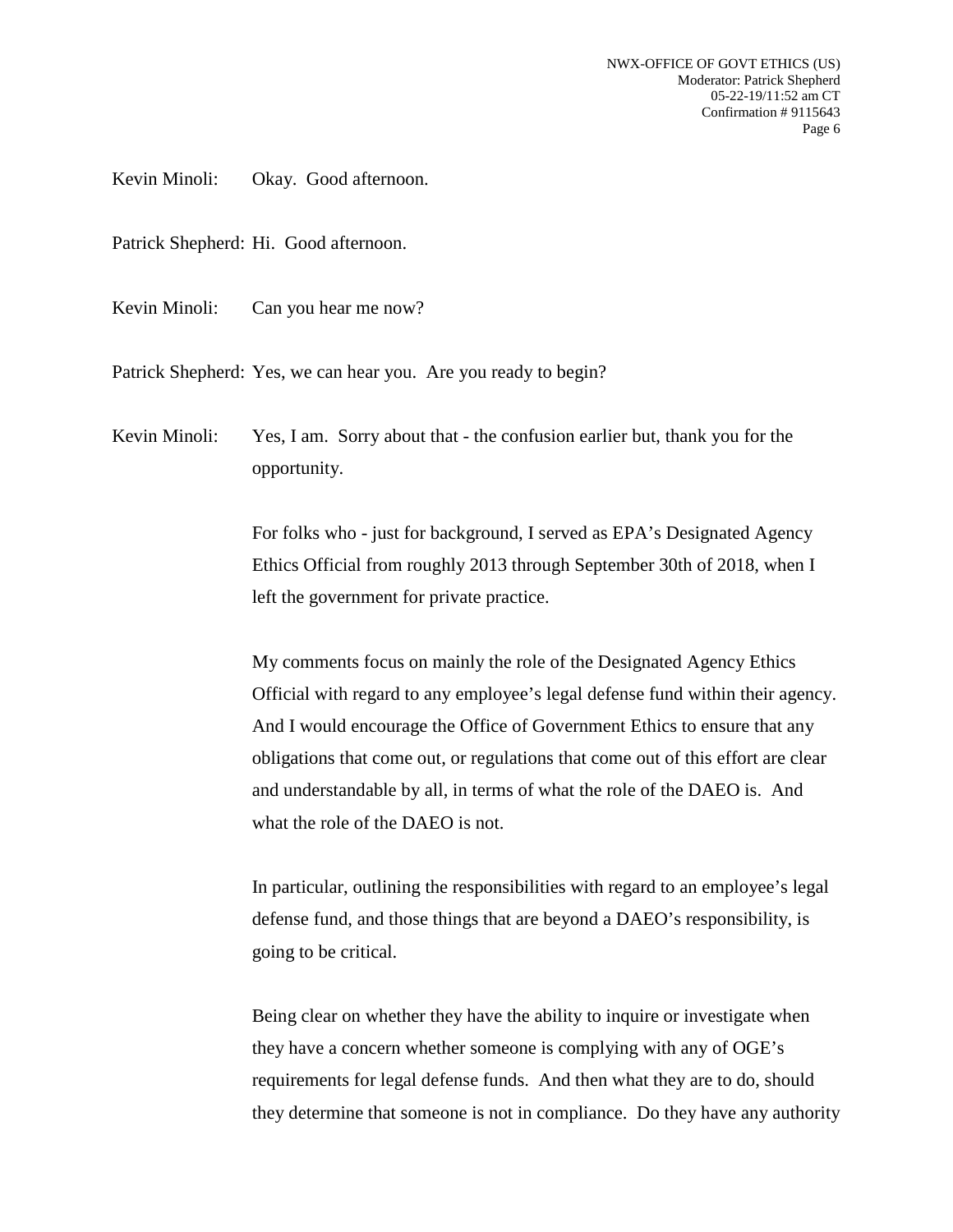Kevin Minoli: Okay. Good afternoon.

Patrick Shepherd: Hi. Good afternoon.

Kevin Minoli: Can you hear me now?

Patrick Shepherd: Yes, we can hear you. Are you ready to begin?

Kevin Minoli: Yes, I am. Sorry about that - the confusion earlier but, thank you for the opportunity.

For folks who - just for background, I served as EPA's Designated Agency Ethics Official from roughly 2013 through September 30th of 2018, when I left the government for private practice.

My comments focus on mainly the role of the Designated Agency Ethics Official with regard to any employee's legal defense fund within their agency. And I would encourage the Office of Government Ethics to ensure that any obligations that come out, or regulations that come out of this effort are clear and understandable by all, in terms of what the role of the DAEO is. And what the role of the DAEO is not.

In particular, outlining the responsibilities with regard to an employee's legal defense fund, and those things that are beyond a DAEO's responsibility, is going to be critical.

Being clear on whether they have the ability to inquire or investigate when they have a concern whether someone is complying with any of OGE's requirements for legal defense funds. And then what they are to do, should they determine that someone is not in compliance. Do they have any authority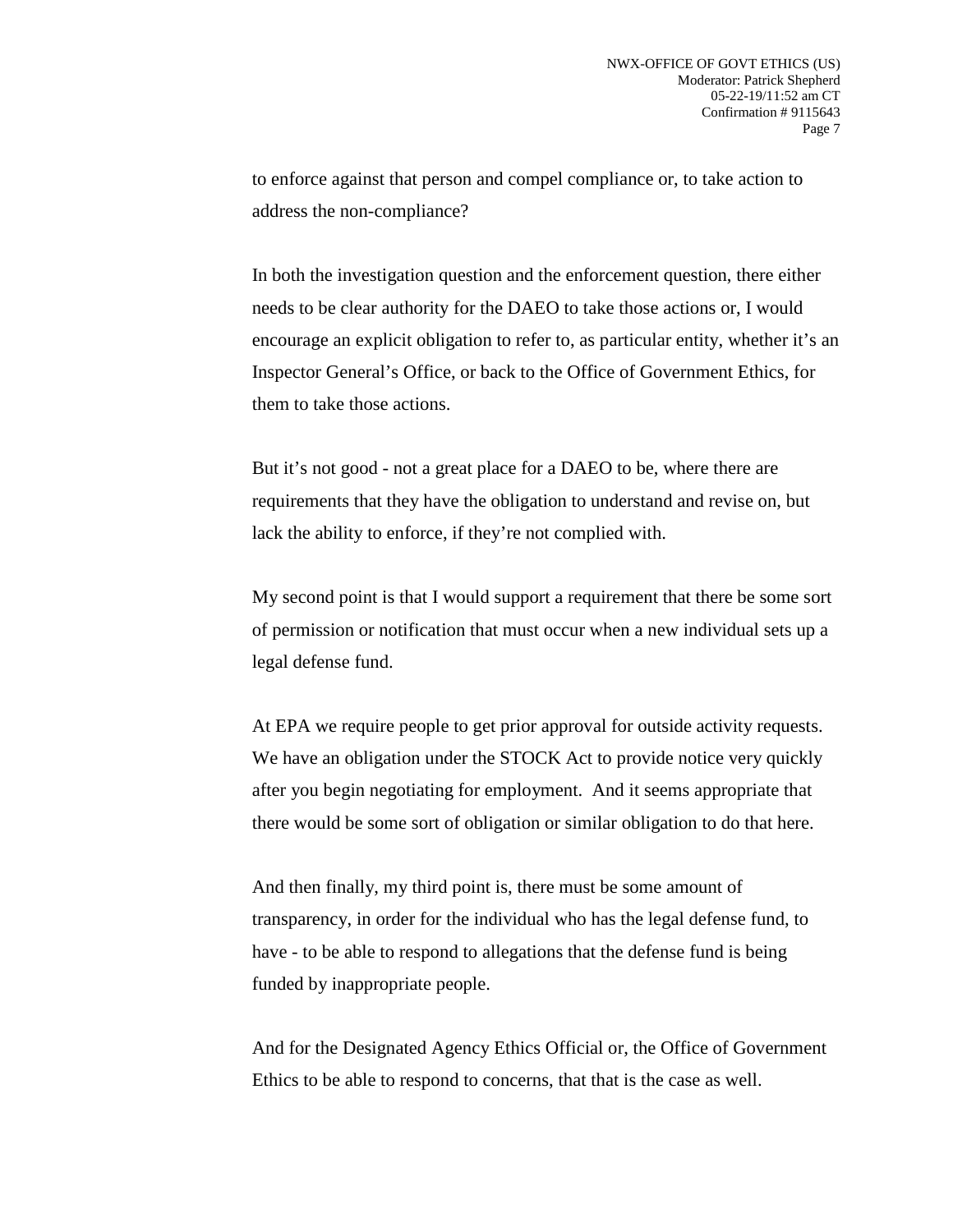to enforce against that person and compel compliance or, to take action to address the non-compliance?

In both the investigation question and the enforcement question, there either needs to be clear authority for the DAEO to take those actions or, I would encourage an explicit obligation to refer to, as particular entity, whether it's an Inspector General's Office, or back to the Office of Government Ethics, for them to take those actions.

But it's not good - not a great place for a DAEO to be, where there are requirements that they have the obligation to understand and revise on, but lack the ability to enforce, if they're not complied with.

My second point is that I would support a requirement that there be some sort of permission or notification that must occur when a new individual sets up a legal defense fund.

At EPA we require people to get prior approval for outside activity requests. We have an obligation under the STOCK Act to provide notice very quickly after you begin negotiating for employment. And it seems appropriate that there would be some sort of obligation or similar obligation to do that here.

And then finally, my third point is, there must be some amount of transparency, in order for the individual who has the legal defense fund, to have - to be able to respond to allegations that the defense fund is being funded by inappropriate people.

And for the Designated Agency Ethics Official or, the Office of Government Ethics to be able to respond to concerns, that that is the case as well.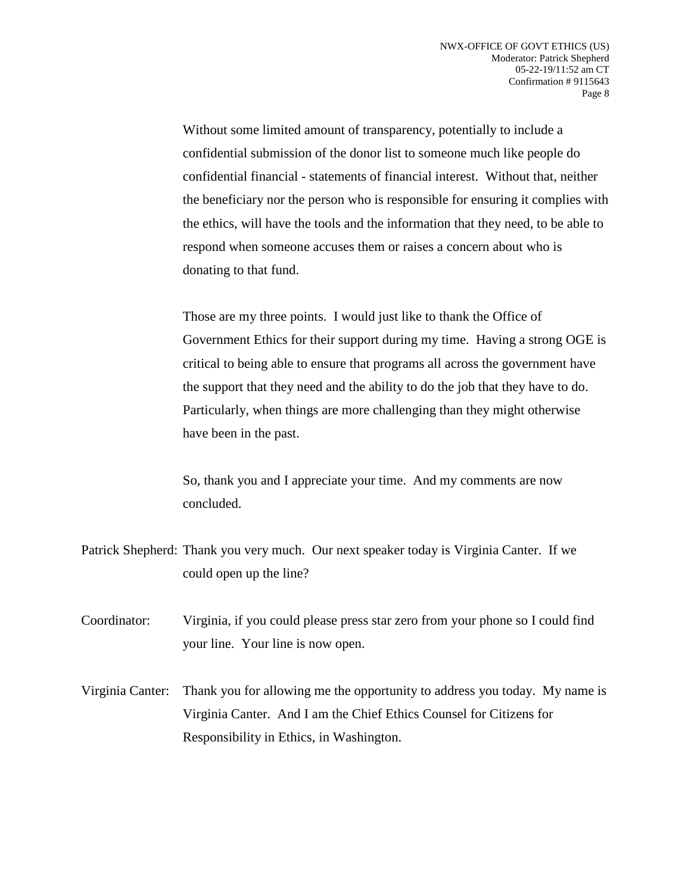Without some limited amount of transparency, potentially to include a confidential submission of the donor list to someone much like people do confidential financial - statements of financial interest. Without that, neither the beneficiary nor the person who is responsible for ensuring it complies with the ethics, will have the tools and the information that they need, to be able to respond when someone accuses them or raises a concern about who is donating to that fund.

Those are my three points. I would just like to thank the Office of Government Ethics for their support during my time. Having a strong OGE is critical to being able to ensure that programs all across the government have the support that they need and the ability to do the job that they have to do. Particularly, when things are more challenging than they might otherwise have been in the past.

So, thank you and I appreciate your time. And my comments are now concluded.

Patrick Shepherd: Thank you very much. Our next speaker today is Virginia Canter. If we could open up the line?

Coordinator: Virginia, if you could please press star zero from your phone so I could find your line. Your line is now open.

Virginia Canter: Thank you for allowing me the opportunity to address you today. My name is Virginia Canter. And I am the Chief Ethics Counsel for Citizens for Responsibility in Ethics, in Washington.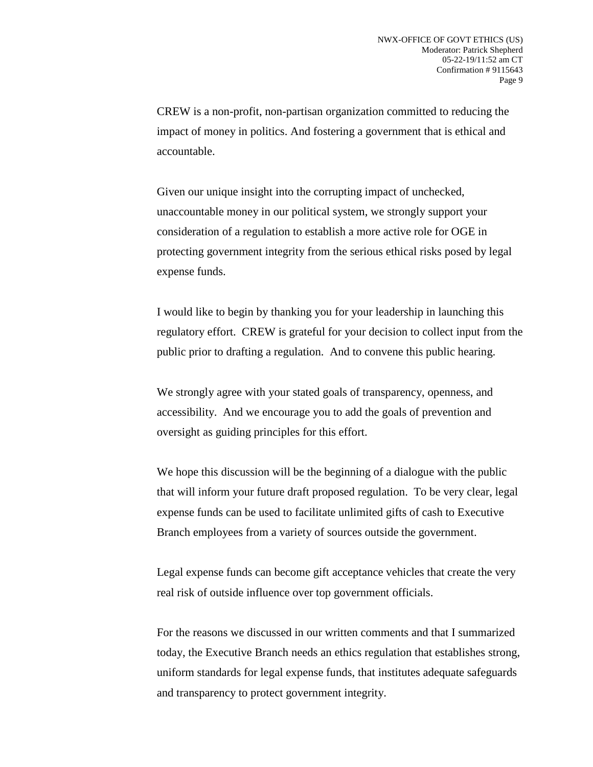CREW is a non-profit, non-partisan organization committed to reducing the impact of money in politics. And fostering a government that is ethical and accountable.

Given our unique insight into the corrupting impact of unchecked, unaccountable money in our political system, we strongly support your consideration of a regulation to establish a more active role for OGE in protecting government integrity from the serious ethical risks posed by legal expense funds.

I would like to begin by thanking you for your leadership in launching this regulatory effort. CREW is grateful for your decision to collect input from the public prior to drafting a regulation. And to convene this public hearing.

We strongly agree with your stated goals of transparency, openness, and accessibility. And we encourage you to add the goals of prevention and oversight as guiding principles for this effort.

We hope this discussion will be the beginning of a dialogue with the public that will inform your future draft proposed regulation. To be very clear, legal expense funds can be used to facilitate unlimited gifts of cash to Executive Branch employees from a variety of sources outside the government.

Legal expense funds can become gift acceptance vehicles that create the very real risk of outside influence over top government officials.

For the reasons we discussed in our written comments and that I summarized today, the Executive Branch needs an ethics regulation that establishes strong, uniform standards for legal expense funds, that institutes adequate safeguards and transparency to protect government integrity.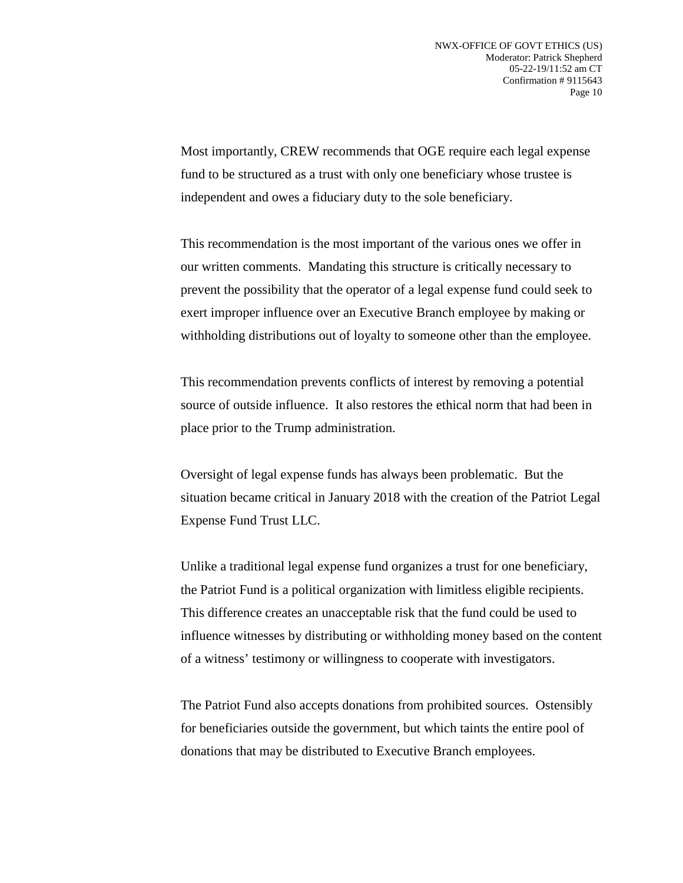Most importantly, CREW recommends that OGE require each legal expense fund to be structured as a trust with only one beneficiary whose trustee is independent and owes a fiduciary duty to the sole beneficiary.

This recommendation is the most important of the various ones we offer in our written comments. Mandating this structure is critically necessary to prevent the possibility that the operator of a legal expense fund could seek to exert improper influence over an Executive Branch employee by making or withholding distributions out of loyalty to someone other than the employee.

This recommendation prevents conflicts of interest by removing a potential source of outside influence. It also restores the ethical norm that had been in place prior to the Trump administration.

Oversight of legal expense funds has always been problematic. But the situation became critical in January 2018 with the creation of the Patriot Legal Expense Fund Trust LLC.

Unlike a traditional legal expense fund organizes a trust for one beneficiary, the Patriot Fund is a political organization with limitless eligible recipients. This difference creates an unacceptable risk that the fund could be used to influence witnesses by distributing or withholding money based on the content of a witness' testimony or willingness to cooperate with investigators.

The Patriot Fund also accepts donations from prohibited sources. Ostensibly for beneficiaries outside the government, but which taints the entire pool of donations that may be distributed to Executive Branch employees.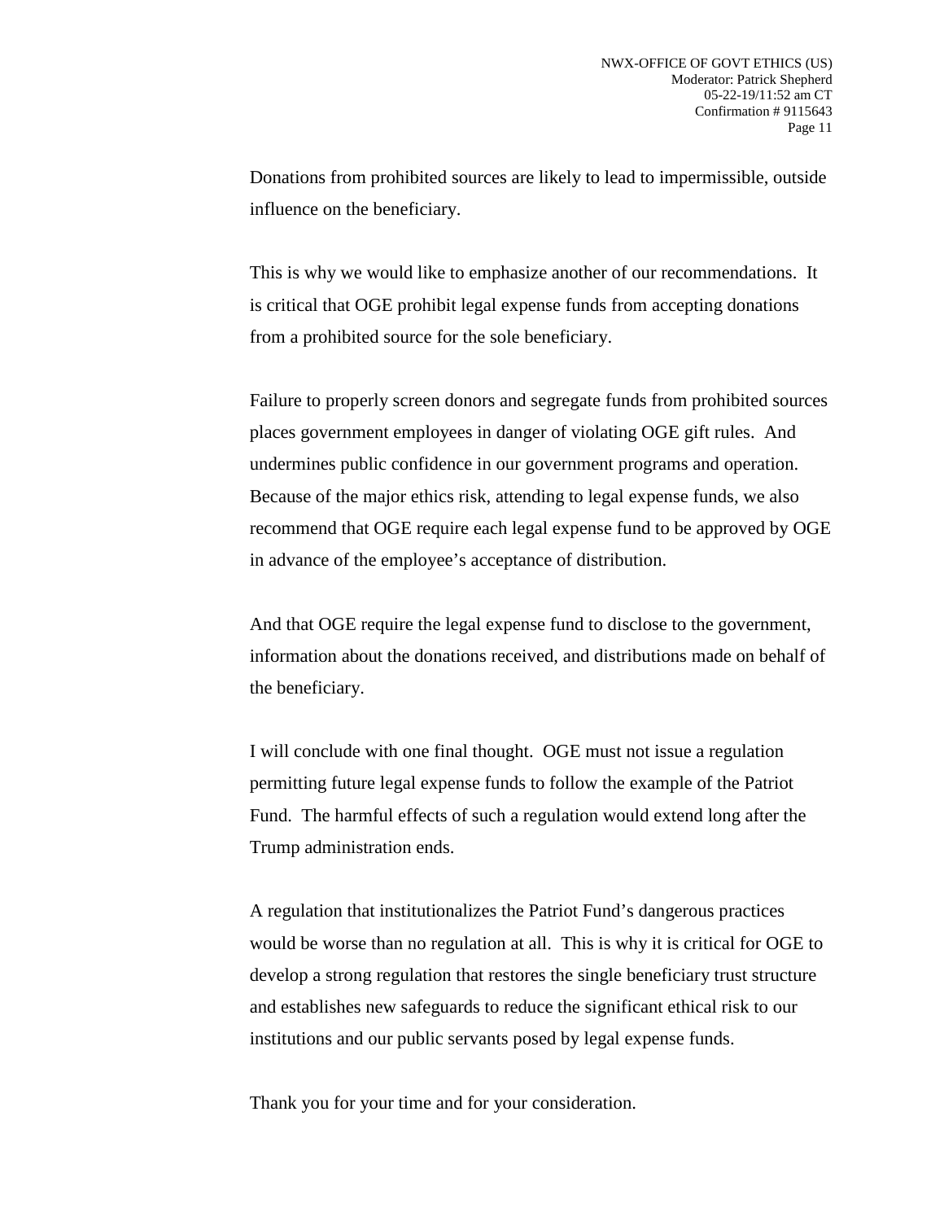Donations from prohibited sources are likely to lead to impermissible, outside influence on the beneficiary.

This is why we would like to emphasize another of our recommendations. It is critical that OGE prohibit legal expense funds from accepting donations from a prohibited source for the sole beneficiary.

Failure to properly screen donors and segregate funds from prohibited sources places government employees in danger of violating OGE gift rules. And undermines public confidence in our government programs and operation. Because of the major ethics risk, attending to legal expense funds, we also recommend that OGE require each legal expense fund to be approved by OGE in advance of the employee's acceptance of distribution.

And that OGE require the legal expense fund to disclose to the government, information about the donations received, and distributions made on behalf of the beneficiary.

I will conclude with one final thought. OGE must not issue a regulation permitting future legal expense funds to follow the example of the Patriot Fund. The harmful effects of such a regulation would extend long after the Trump administration ends.

A regulation that institutionalizes the Patriot Fund's dangerous practices would be worse than no regulation at all. This is why it is critical for OGE to develop a strong regulation that restores the single beneficiary trust structure and establishes new safeguards to reduce the significant ethical risk to our institutions and our public servants posed by legal expense funds.

Thank you for your time and for your consideration.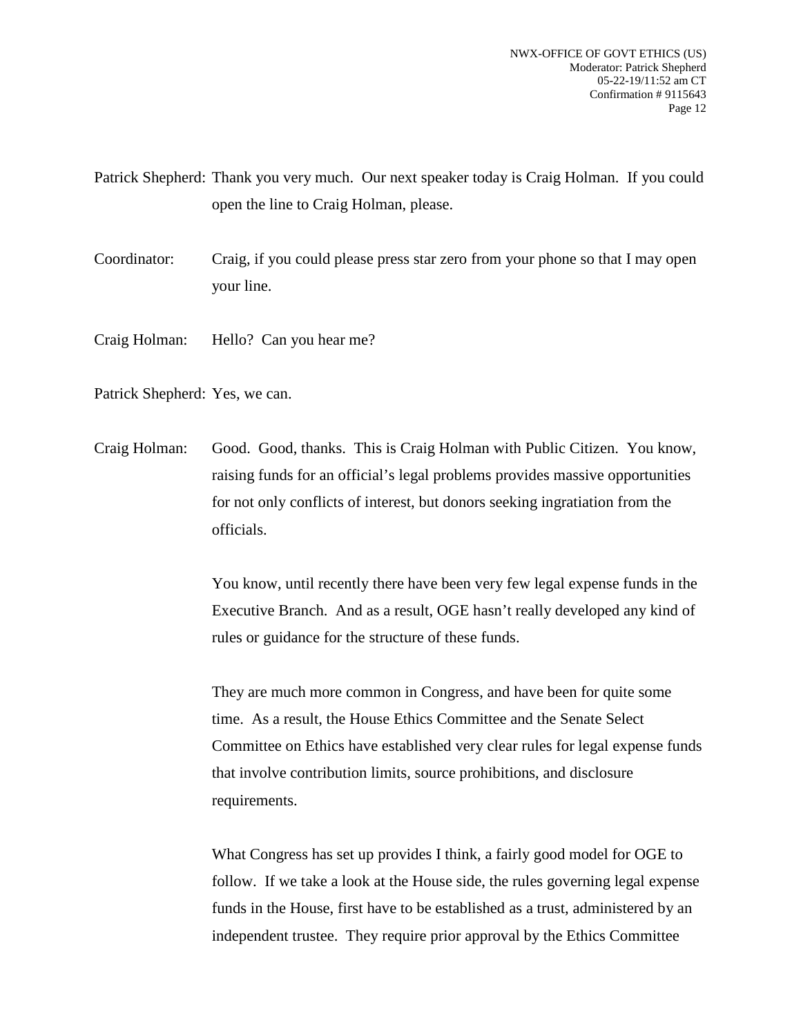Patrick Shepherd: Thank you very much. Our next speaker today is Craig Holman. If you could open the line to Craig Holman, please.

Coordinator: Craig, if you could please press star zero from your phone so that I may open your line.

Craig Holman: Hello? Can you hear me?

Patrick Shepherd: Yes, we can.

Craig Holman: Good. Good, thanks. This is Craig Holman with Public Citizen. You know, raising funds for an official's legal problems provides massive opportunities for not only conflicts of interest, but donors seeking ingratiation from the officials.

You know, until recently there have been very few legal expense funds in the Executive Branch. And as a result, OGE hasn't really developed any kind of rules or guidance for the structure of these funds.

They are much more common in Congress, and have been for quite some time. As a result, the House Ethics Committee and the Senate Select Committee on Ethics have established very clear rules for legal expense funds that involve contribution limits, source prohibitions, and disclosure requirements.

What Congress has set up provides I think, a fairly good model for OGE to follow. If we take a look at the House side, the rules governing legal expense funds in the House, first have to be established as a trust, administered by an independent trustee. They require prior approval by the Ethics Committee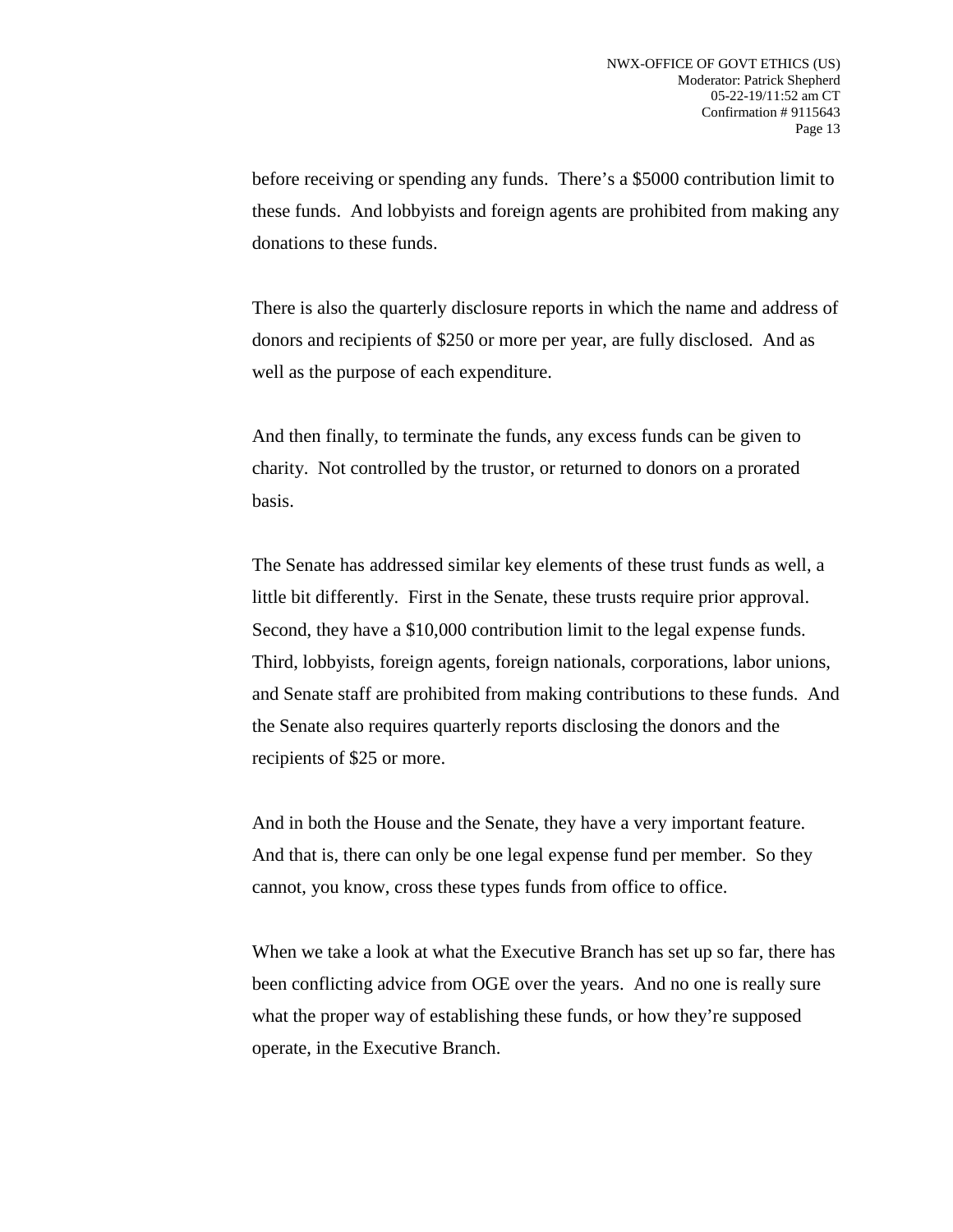before receiving or spending any funds. There's a $5000 contribution limit to these funds. And lobbyists and foreign agents are prohibited from making any donations to these funds.

There is also the quarterly disclosure reports in which the name and address of donors and recipients of $250 or more per year, are fully disclosed. And as well as the purpose of each expenditure.

And then finally, to terminate the funds, any excess funds can be given to charity. Not controlled by the trustor, or returned to donors on a prorated basis.

The Senate has addressed similar key elements of these trust funds as well, a little bit differently. First in the Senate, these trusts require prior approval. Second, they have a $10,000 contribution limit to the legal expense funds. Third, lobbyists, foreign agents, foreign nationals, corporations, labor unions, and Senate staff are prohibited from making contributions to these funds. And the Senate also requires quarterly reports disclosing the donors and the recipients of $25 or more.

And in both the House and the Senate, they have a very important feature. And that is, there can only be one legal expense fund per member. So they cannot, you know, cross these types funds from office to office.

When we take a look at what the Executive Branch has set up so far, there has been conflicting advice from OGE over the years. And no one is really sure what the proper way of establishing these funds, or how they're supposed operate, in the Executive Branch.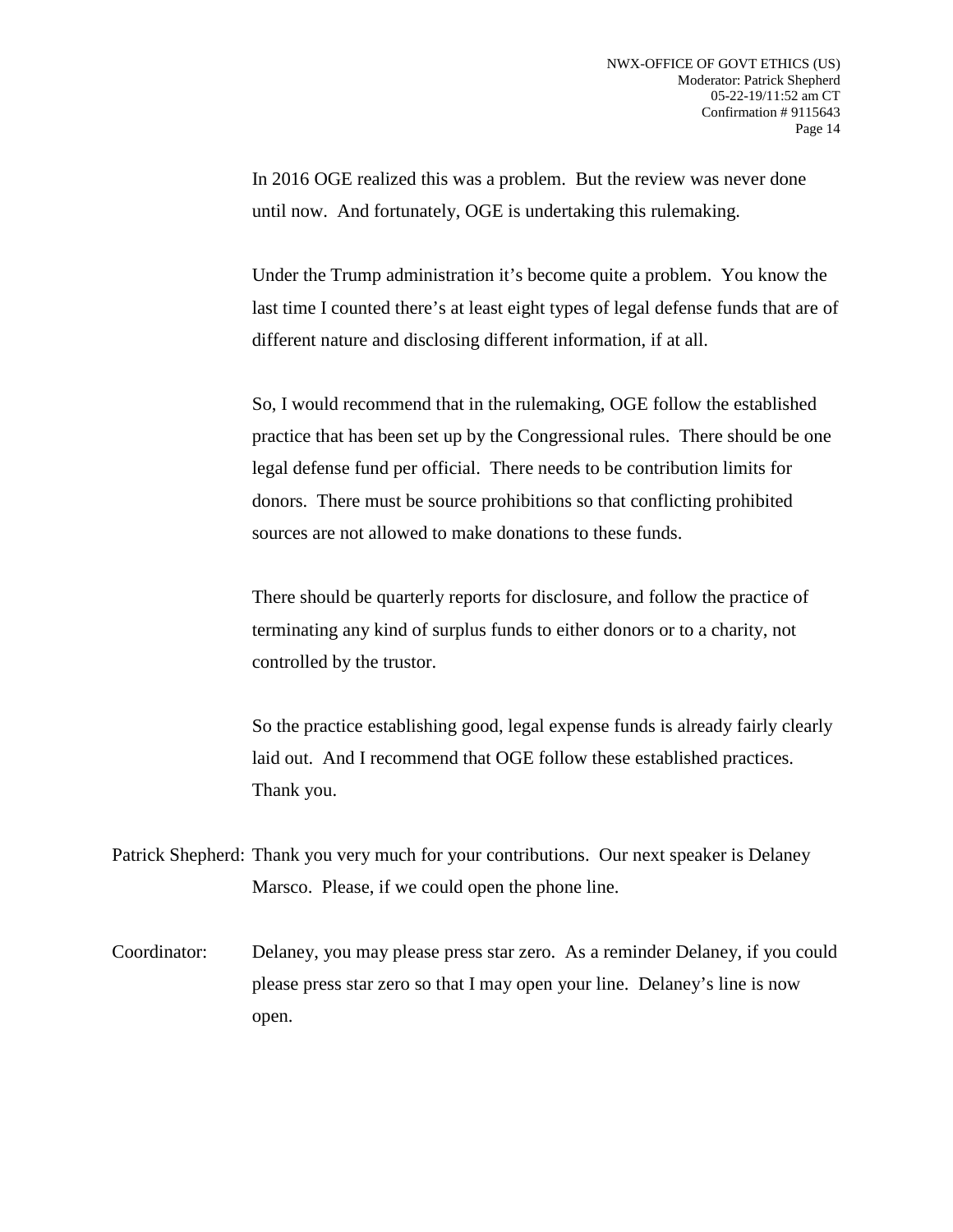In 2016 OGE realized this was a problem. But the review was never done until now. And fortunately, OGE is undertaking this rulemaking.

Under the Trump administration it's become quite a problem. You know the last time I counted there's at least eight types of legal defense funds that are of different nature and disclosing different information, if at all.

So, I would recommend that in the rulemaking, OGE follow the established practice that has been set up by the Congressional rules. There should be one legal defense fund per official. There needs to be contribution limits for donors. There must be source prohibitions so that conflicting prohibited sources are not allowed to make donations to these funds.

There should be quarterly reports for disclosure, and follow the practice of terminating any kind of surplus funds to either donors or to a charity, not controlled by the trustor.

So the practice establishing good, legal expense funds is already fairly clearly laid out. And I recommend that OGE follow these established practices. Thank you.

Patrick Shepherd: Thank you very much for your contributions. Our next speaker is Delaney Marsco. Please, if we could open the phone line.

Coordinator: Delaney, you may please press star zero. As a reminder Delaney, if you could please press star zero so that I may open your line. Delaney's line is now open.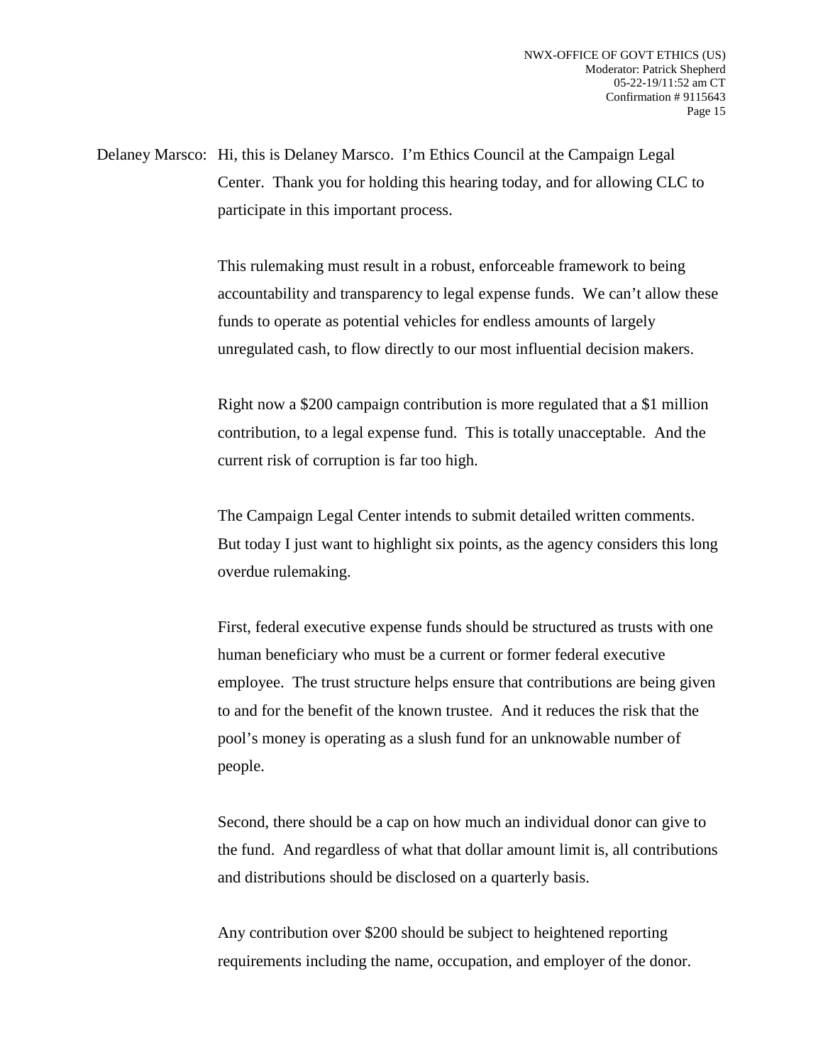Delaney Marsco: Hi, this is Delaney Marsco. I'm Ethics Council at the Campaign Legal Center. Thank you for holding this hearing today, and for allowing CLC to participate in this important process.

This rulemaking must result in a robust, enforceable framework to being accountability and transparency to legal expense funds. We can't allow these funds to operate as potential vehicles for endless amounts of largely unregulated cash, to flow directly to our most influential decision makers.

Right now a $200 campaign contribution is more regulated that a $1 million contribution, to a legal expense fund. This is totally unacceptable. And the current risk of corruption is far too high.

The Campaign Legal Center intends to submit detailed written comments. But today I just want to highlight six points, as the agency considers this long overdue rulemaking.

First, federal executive expense funds should be structured as trusts with one human beneficiary who must be a current or former federal executive employee. The trust structure helps ensure that contributions are being given to and for the benefit of the known trustee. And it reduces the risk that the pool's money is operating as a slush fund for an unknowable number of people.

Second, there should be a cap on how much an individual donor can give to the fund. And regardless of what that dollar amount limit is, all contributions and distributions should be disclosed on a quarterly basis.

Any contribution over $200 should be subject to heightened reporting requirements including the name, occupation, and employer of the donor.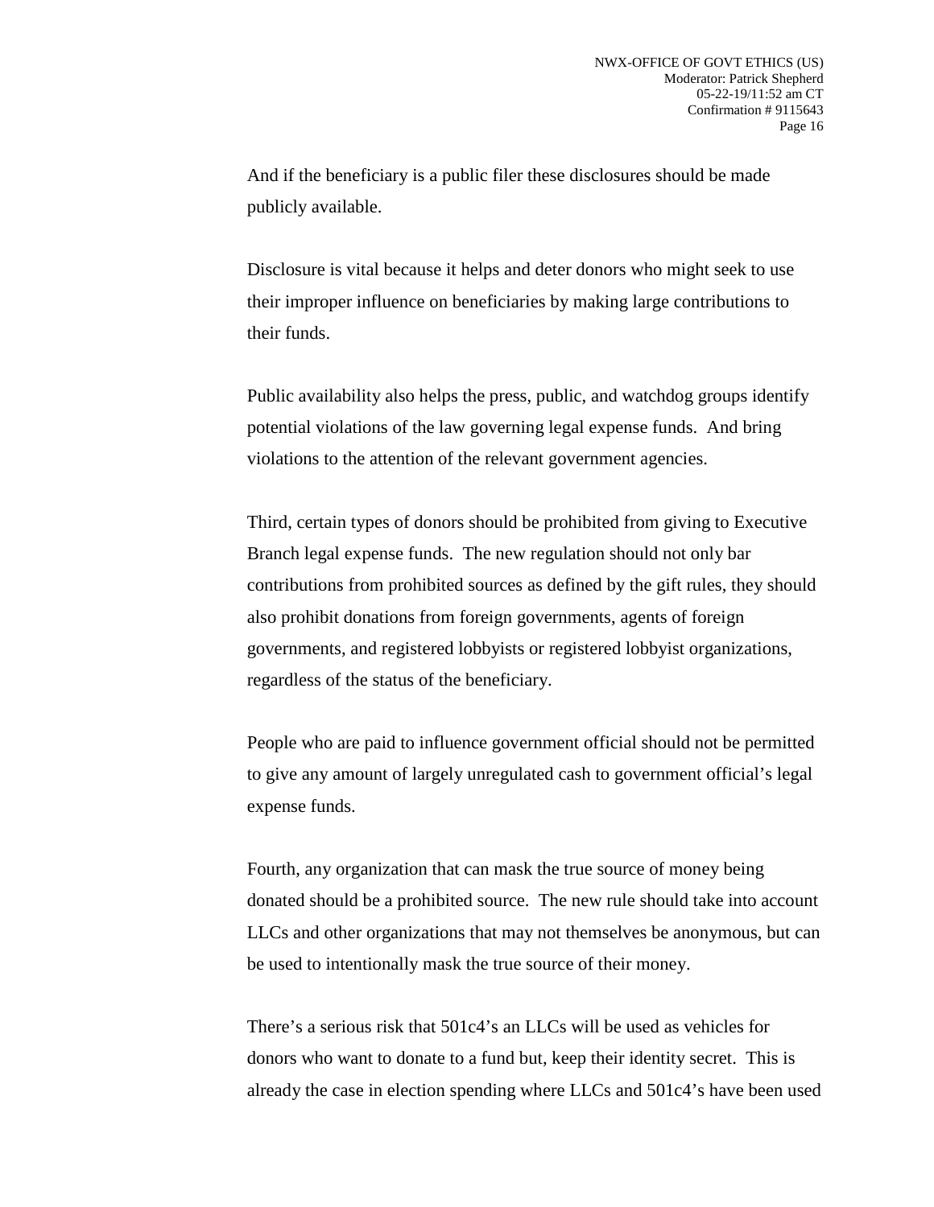And if the beneficiary is a public filer these disclosures should be made publicly available.

Disclosure is vital because it helps and deter donors who might seek to use their improper influence on beneficiaries by making large contributions to their funds.

Public availability also helps the press, public, and watchdog groups identify potential violations of the law governing legal expense funds. And bring violations to the attention of the relevant government agencies.

Third, certain types of donors should be prohibited from giving to Executive Branch legal expense funds. The new regulation should not only bar contributions from prohibited sources as defined by the gift rules, they should also prohibit donations from foreign governments, agents of foreign governments, and registered lobbyists or registered lobbyist organizations, regardless of the status of the beneficiary.

People who are paid to influence government official should not be permitted to give any amount of largely unregulated cash to government official's legal expense funds.

Fourth, any organization that can mask the true source of money being donated should be a prohibited source. The new rule should take into account LLCs and other organizations that may not themselves be anonymous, but can be used to intentionally mask the true source of their money.

There's a serious risk that 501c4's an LLCs will be used as vehicles for donors who want to donate to a fund but, keep their identity secret. This is already the case in election spending where LLCs and 501c4's have been used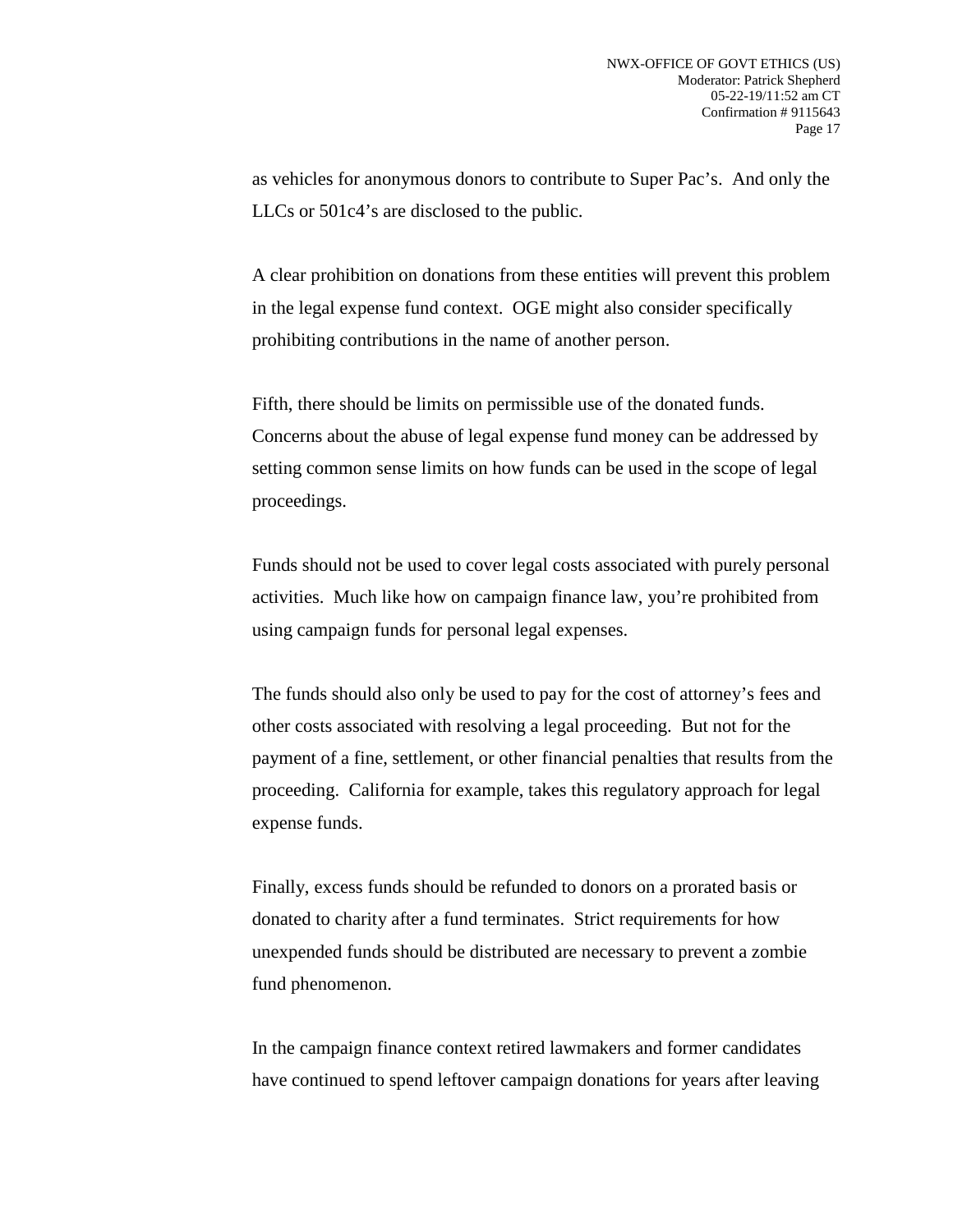as vehicles for anonymous donors to contribute to Super Pac's. And only the LLCs or 501c4's are disclosed to the public.

A clear prohibition on donations from these entities will prevent this problem in the legal expense fund context. OGE might also consider specifically prohibiting contributions in the name of another person.

Fifth, there should be limits on permissible use of the donated funds. Concerns about the abuse of legal expense fund money can be addressed by setting common sense limits on how funds can be used in the scope of legal proceedings.

Funds should not be used to cover legal costs associated with purely personal activities. Much like how on campaign finance law, you're prohibited from using campaign funds for personal legal expenses.

The funds should also only be used to pay for the cost of attorney's fees and other costs associated with resolving a legal proceeding. But not for the payment of a fine, settlement, or other financial penalties that results from the proceeding. California for example, takes this regulatory approach for legal expense funds.

Finally, excess funds should be refunded to donors on a prorated basis or donated to charity after a fund terminates. Strict requirements for how unexpended funds should be distributed are necessary to prevent a zombie fund phenomenon.

In the campaign finance context retired lawmakers and former candidates have continued to spend leftover campaign donations for years after leaving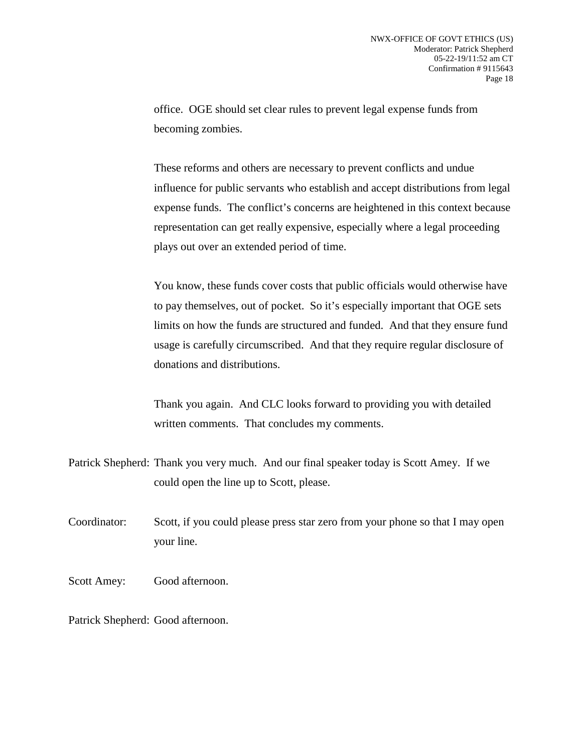office. OGE should set clear rules to prevent legal expense funds from becoming zombies.

These reforms and others are necessary to prevent conflicts and undue influence for public servants who establish and accept distributions from legal expense funds. The conflict's concerns are heightened in this context because representation can get really expensive, especially where a legal proceeding plays out over an extended period of time.

You know, these funds cover costs that public officials would otherwise have to pay themselves, out of pocket. So it's especially important that OGE sets limits on how the funds are structured and funded. And that they ensure fund usage is carefully circumscribed. And that they require regular disclosure of donations and distributions.

Thank you again. And CLC looks forward to providing you with detailed written comments. That concludes my comments.

Patrick Shepherd: Thank you very much. And our final speaker today is Scott Amey. If we could open the line up to Scott, please.

Coordinator: Scott, if you could please press star zero from your phone so that I may open your line.

Scott Amey: Good afternoon.

Patrick Shepherd: Good afternoon.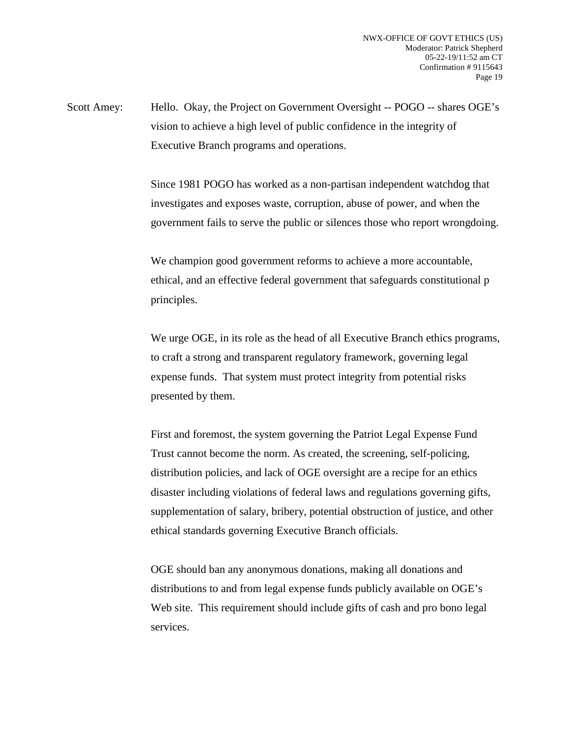Scott Amey: Hello. Okay, the Project on Government Oversight -- POGO -- shares OGE's vision to achieve a high level of public confidence in the integrity of Executive Branch programs and operations.

Since 1981 POGO has worked as a non-partisan independent watchdog that investigates and exposes waste, corruption, abuse of power, and when the government fails to serve the public or silences those who report wrongdoing.

We champion good government reforms to achieve a more accountable, ethical, and an effective federal government that safeguards constitutional p principles.

We urge OGE, in its role as the head of all Executive Branch ethics programs, to craft a strong and transparent regulatory framework, governing legal expense funds. That system must protect integrity from potential risks presented by them.

First and foremost, the system governing the Patriot Legal Expense Fund Trust cannot become the norm. As created, the screening, self-policing, distribution policies, and lack of OGE oversight are a recipe for an ethics disaster including violations of federal laws and regulations governing gifts, supplementation of salary, bribery, potential obstruction of justice, and other ethical standards governing Executive Branch officials.

OGE should ban any anonymous donations, making all donations and distributions to and from legal expense funds publicly available on OGE's Web site. This requirement should include gifts of cash and pro bono legal services.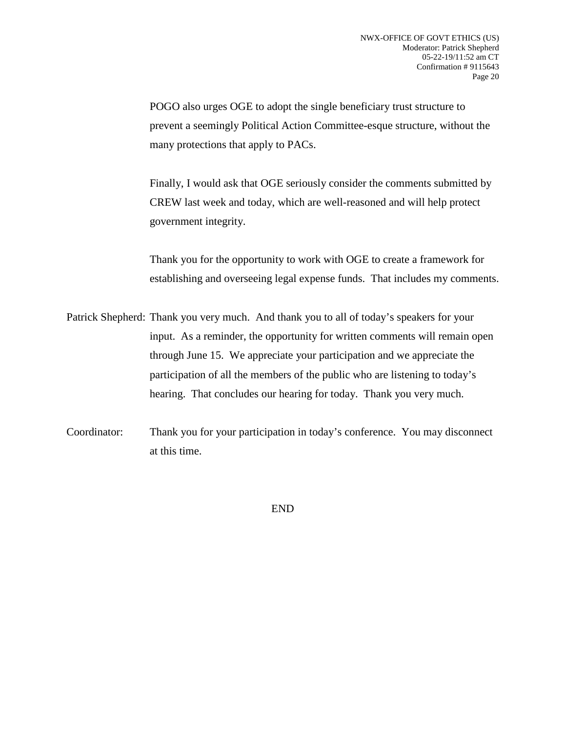POGO also urges OGE to adopt the single beneficiary trust structure to prevent a seemingly Political Action Committee-esque structure, without the many protections that apply to PACs.

Finally, I would ask that OGE seriously consider the comments submitted by CREW last week and today, which are well-reasoned and will help protect government integrity.

Thank you for the opportunity to work with OGE to create a framework for establishing and overseeing legal expense funds. That includes my comments.

Patrick Shepherd: Thank you very much. And thank you to all of today's speakers for your input. As a reminder, the opportunity for written comments will remain open through June 15. We appreciate your participation and we appreciate the participation of all the members of the public who are listening to today's hearing. That concludes our hearing for today. Thank you very much.

Coordinator: Thank you for your participation in today's conference. You may disconnect at this time.

END